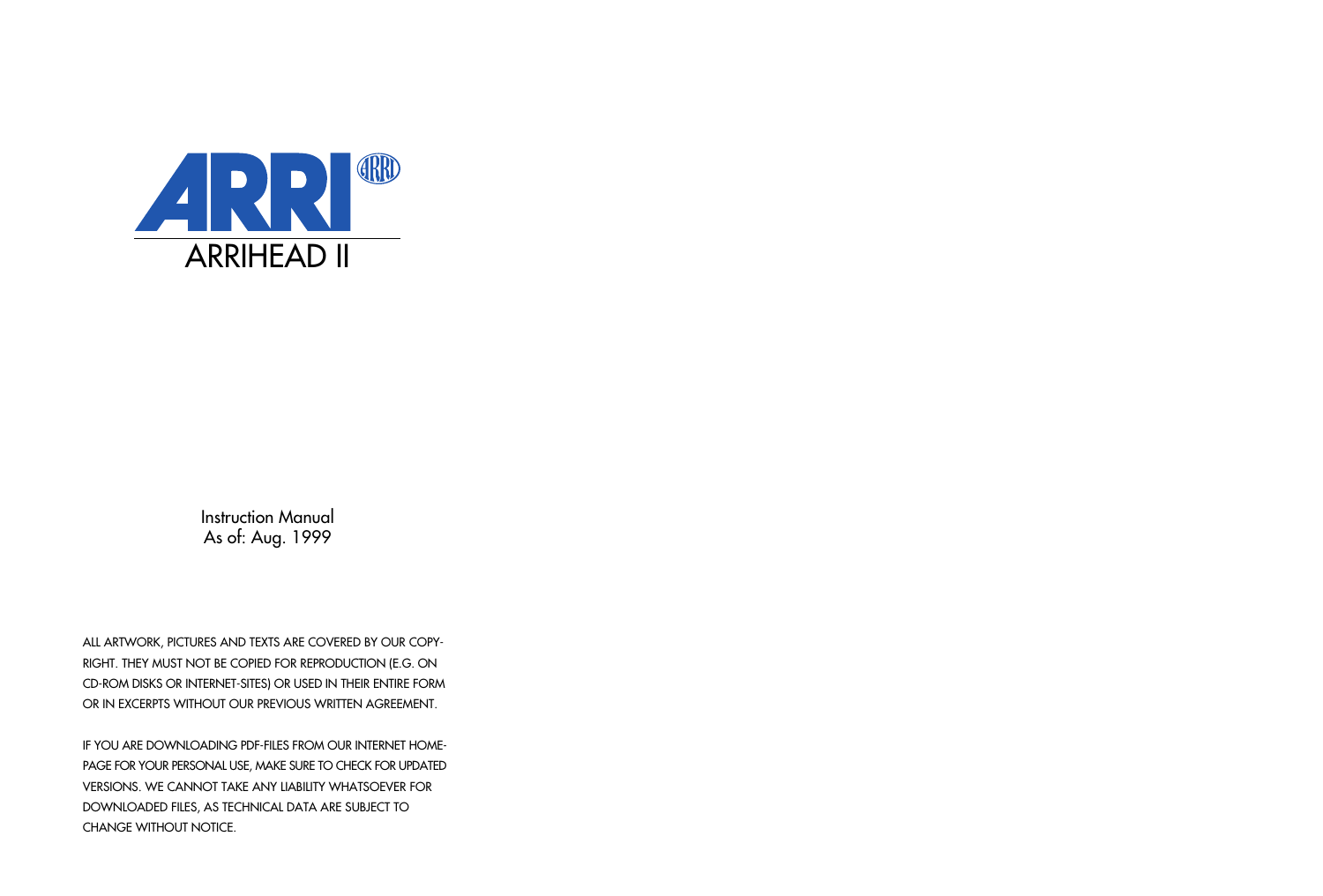# ARRI

## ARRIHEAD II

Instruction Manual
As of: Aug. 1999

ALL ARTWORK, PICTURES AND TEXTS ARE COVERED BY OUR COPYRIGHT. THEY MUST NOT BE COPIED FOR REPRODUCTION (E.G. ON CD-ROM DISKS OR INTERNET-SITES) OR USED IN THEIR ENTIRE FORM OR IN EXCERPTS WITHOUT OUR PREVIOUS WRITTEN AGREEMENT.

IF YOU ARE DOWNLOADING PDF-FILES FROM OUR INTERNET HOMEPAGE FOR YOUR PERSONAL USE, MAKE SURE TO CHECK FOR UPDATED VERSIONS. WE CANNOT TAKE ANY LIABILITY WHATSOEVER FOR DOWNLOADED FILES, AS TECHNICAL DATA ARE SUBJECT TO CHANGE WITHOUT NOTICE.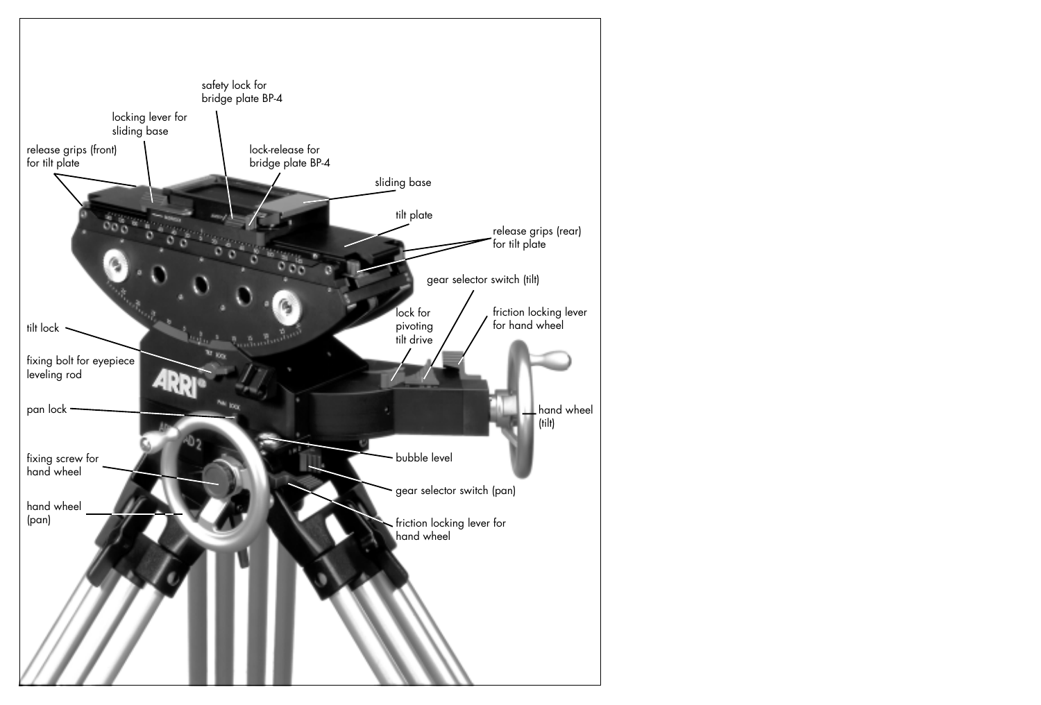- safety lock for bridge plate BP-4
- locking lever for sliding base
- release grips (front) for tilt plate
- lock-release for bridge plate BP-4
- sliding base
- tilt plate
- release grips (rear) for tilt plate
- gear selector switch (tilt)
- lock for pivoting tilt drive
- friction locking lever for hand wheel
- tilt lock
- fixing bolt for eyepiece leveling rod
- hand wheel (tilt)
- pan lock
- bubble level
- fixing screw for hand wheel
- gear selector switch (pan)
- hand wheel (pan)
- friction locking lever for hand wheel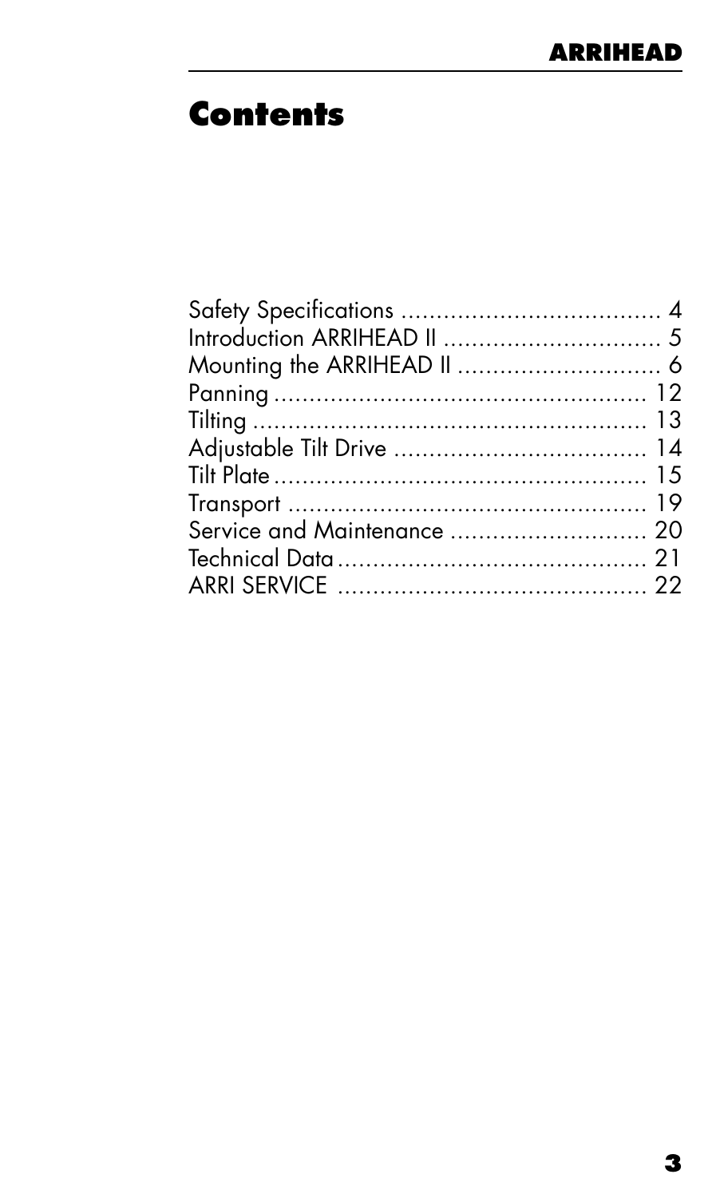# Contents

Safety Specifications .................................... 4
Introduction ARRIHEAD II .............................. 5
Mounting the ARRIHEAD II ............................ 6
Panning .................................................... 12
Tilting ...................................................... 13
Adjustable Tilt Drive ................................... 14
Tilt Plate .................................................... 15
Transport .................................................. 19
Service and Maintenance ........................... 20
Technical Data ........................................... 21
ARRI SERVICE ........................................... 22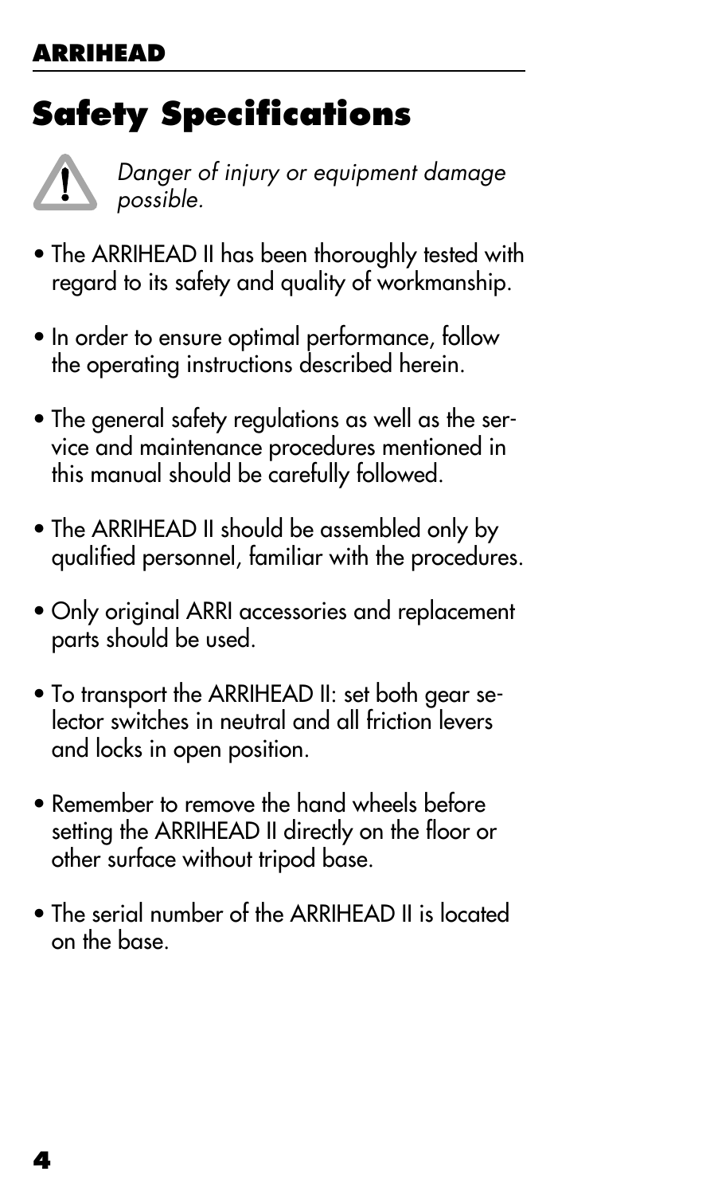# Safety Specifications

*Danger of injury or equipment damage possible.*

- The ARRIHEAD II has been thoroughly tested with regard to its safety and quality of workmanship.
- In order to ensure optimal performance, follow the operating instructions described herein.
- The general safety regulations as well as the service and maintenance procedures mentioned in this manual should be carefully followed.
- The ARRIHEAD II should be assembled only by qualified personnel, familiar with the procedures.
- Only original ARRI accessories and replacement parts should be used.
- To transport the ARRIHEAD II: set both gear selector switches in neutral and all friction levers and locks in open position.
- Remember to remove the hand wheels before setting the ARRIHEAD II directly on the floor or other surface without tripod base.
- The serial number of the ARRIHEAD II is located on the base.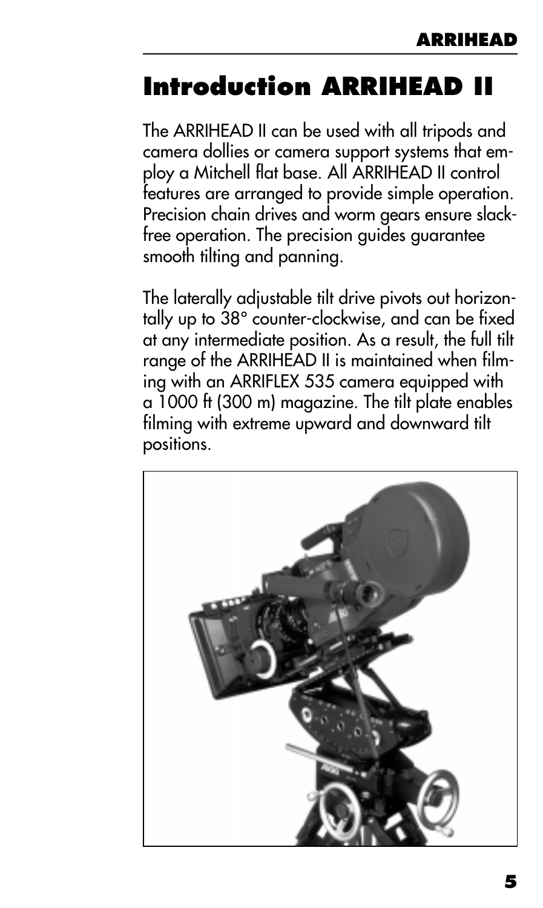# Introduction ARRIHEAD II

The ARRIHEAD II can be used with all tripods and camera dollies or camera support systems that employ a Mitchell flat base. All ARRIHEAD II control features are arranged to provide simple operation. Precision chain drives and worm gears ensure slack-free operation. The precision guides guarantee smooth tilting and panning.

The laterally adjustable tilt drive pivots out horizontally up to 38° counter-clockwise, and can be fixed at any intermediate position. As a result, the full tilt range of the ARRIHEAD II is maintained when filming with an ARRIFLEX 535 camera equipped with a 1000 ft (300 m) magazine. The tilt plate enables filming with extreme upward and downward tilt positions.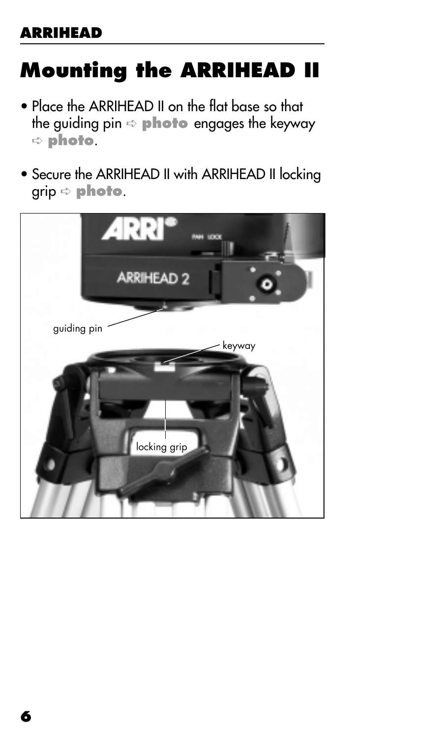# Mounting the ARRIHEAD II

- Place the ARRIHEAD II on the flat base so that the guiding pin ➩ **photo** engages the keyway ➩ **photo**.

- Secure the ARRIHEAD II with ARRIHEAD II locking grip ➩ **photo**.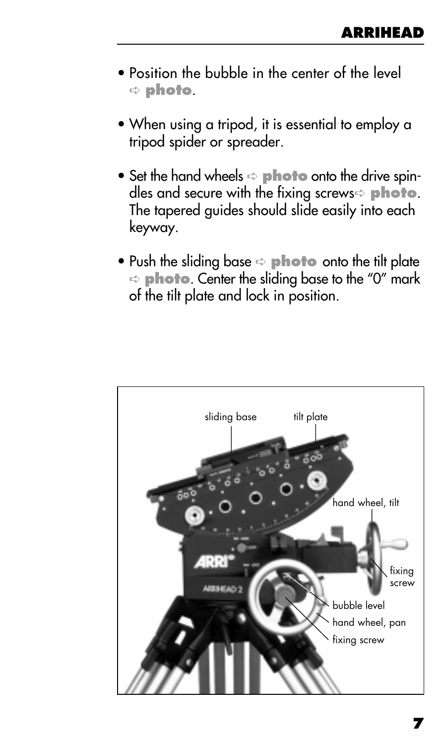- Position the bubble in the center of the level ➪ **photo**.
- When using a tripod, it is essential to employ a tripod spider or spreader.
- Set the hand wheels ➪ **photo** onto the drive spindles and secure with the fixing screws➪ **photo**. The tapered guides should slide easily into each keyway.
- Push the sliding base ➪ **photo** onto the tilt plate ➪ **photo**. Center the sliding base to the "0" mark of the tilt plate and lock in position.

sliding base
tilt plate
hand wheel, tilt
fixing screw
bubble level
hand wheel, pan
fixing screw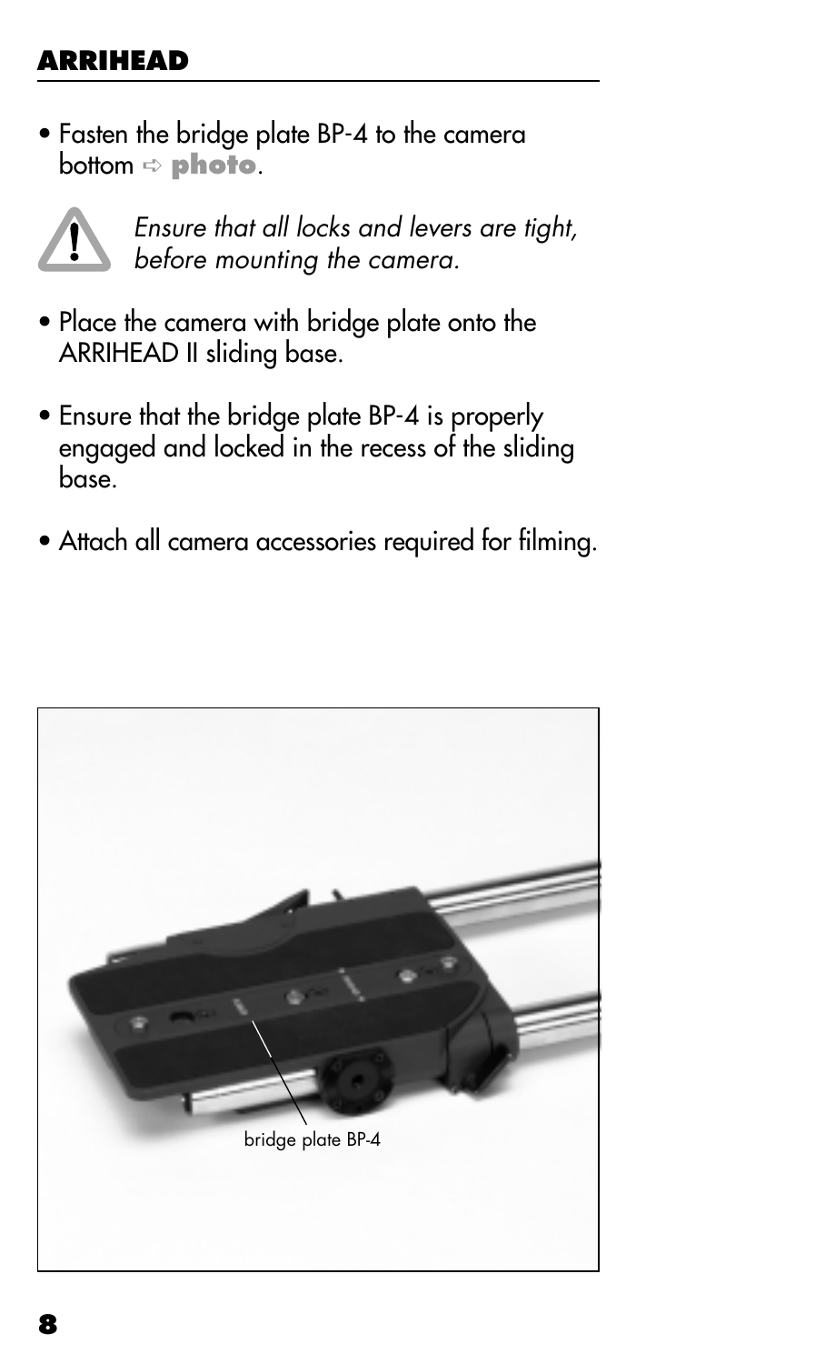- Fasten the bridge plate BP-4 to the camera bottom ⇨ **photo**.

*Ensure that all locks and levers are tight, before mounting the camera.*

- Place the camera with bridge plate onto the ARRIHEAD II sliding base.
- Ensure that the bridge plate BP-4 is properly engaged and locked in the recess of the sliding base.
- Attach all camera accessories required for filming.

bridge plate BP-4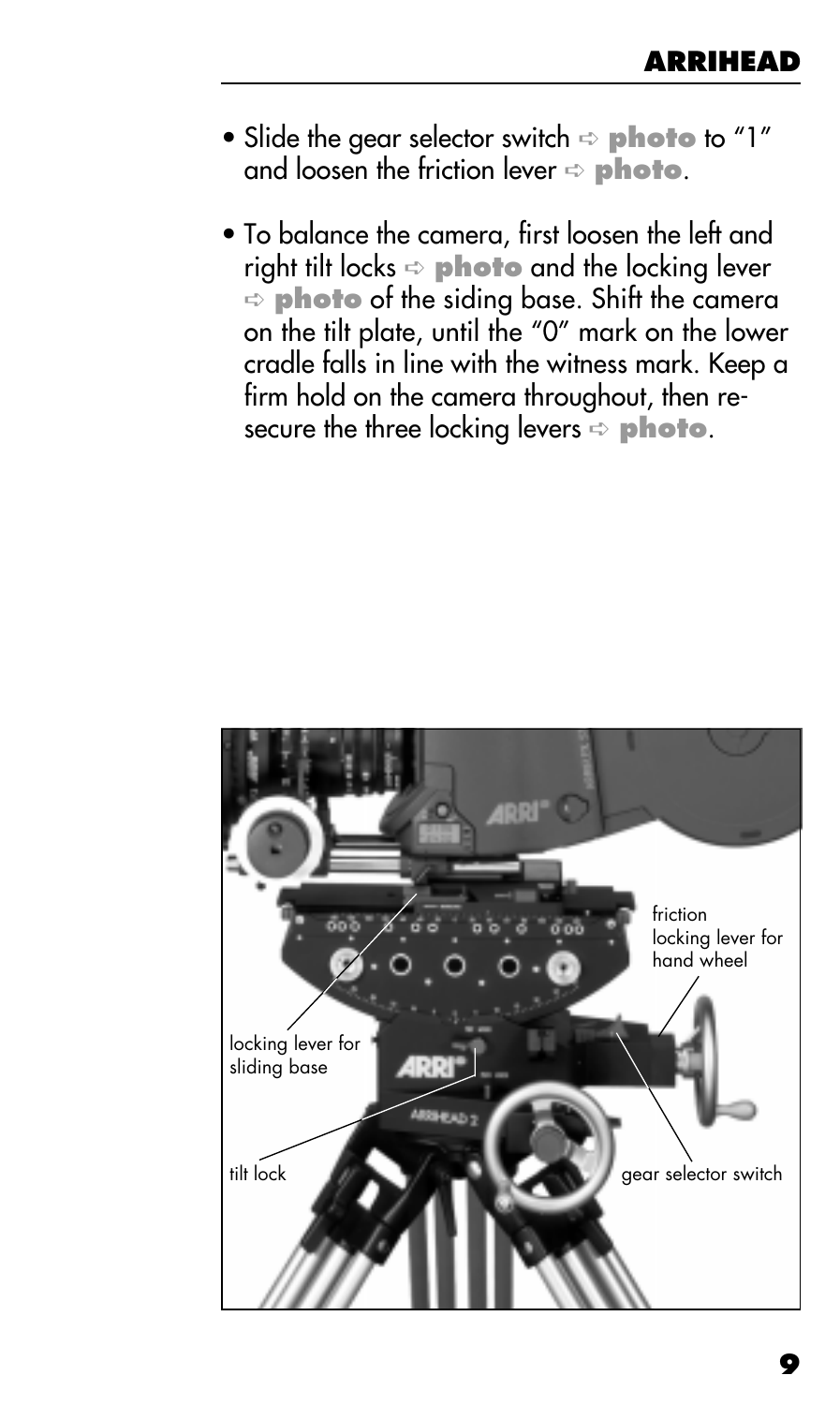- Slide the gear selector switch ⇨ **photo** to "1" and loosen the friction lever ⇨ **photo**.
- To balance the camera, first loosen the left and right tilt locks ⇨ **photo** and the locking lever ⇨ **photo** of the siding base. Shift the camera on the tilt plate, until the "0" mark on the lower cradle falls in line with the witness mark. Keep a firm hold on the camera throughout, then re-secure the three locking levers ⇨ **photo**.

friction locking lever for hand wheel

locking lever for sliding base

tilt lock

gear selector switch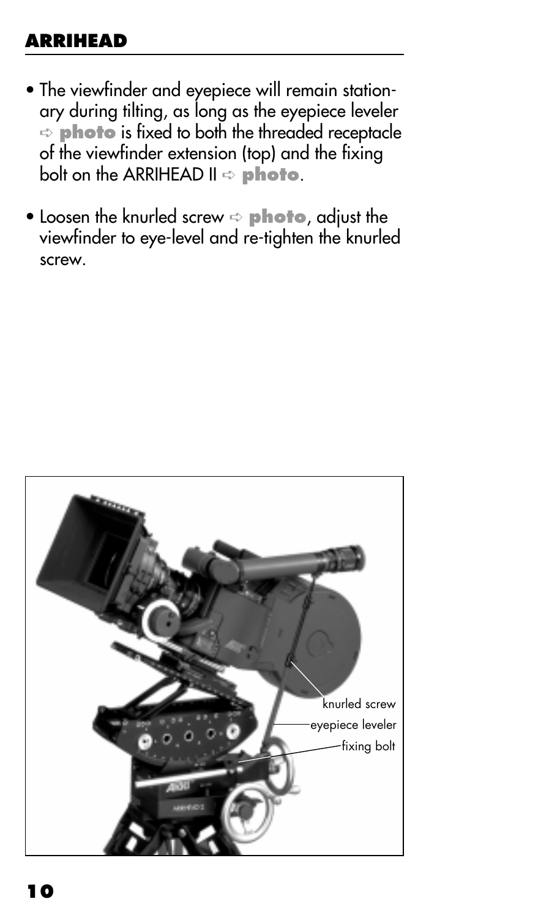- The viewfinder and eyepiece will remain stationary during tilting, as long as the eyepiece leveler ⇨ **photo** is fixed to both the threaded receptacle of the viewfinder extension (top) and the fixing bolt on the ARRIHEAD II ⇨ **photo**.
- Loosen the knurled screw ⇨ **photo**, adjust the viewfinder to eye-level and re-tighten the knurled screw.

knurled screw

eyepiece leveler

fixing bolt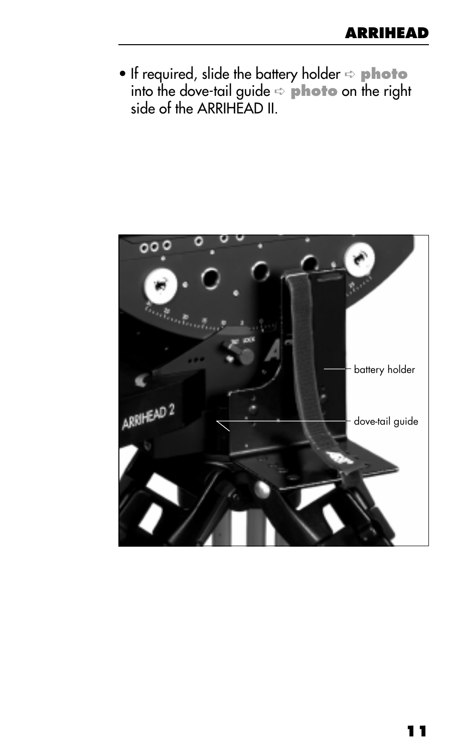- If required, slide the battery holder ⇨ **photo** into the dove-tail guide ⇨ **photo** on the right side of the ARRIHEAD II.

battery holder

dove-tail guide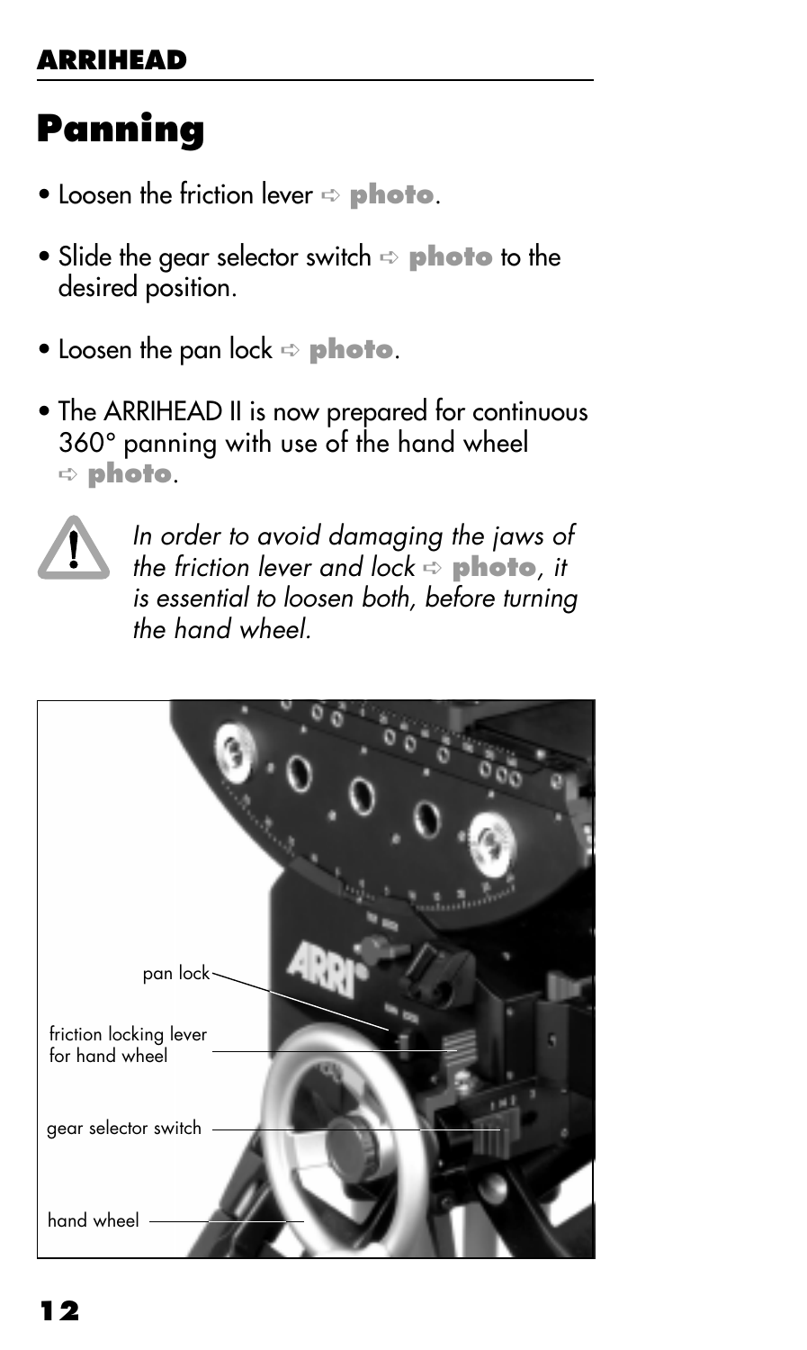# Panning

- Loosen the friction lever ⇨ **photo**.
- Slide the gear selector switch ⇨ **photo** to the desired position.
- Loosen the pan lock ⇨ **photo**.
- The ARRIHEAD II is now prepared for continuous 360° panning with use of the hand wheel ⇨ **photo**.

⚠ *In order to avoid damaging the jaws of the friction lever and lock ⇨* ***photo****, it is essential to loosen both, before turning the hand wheel.*

pan lock

friction locking lever for hand wheel

gear selector switch

hand wheel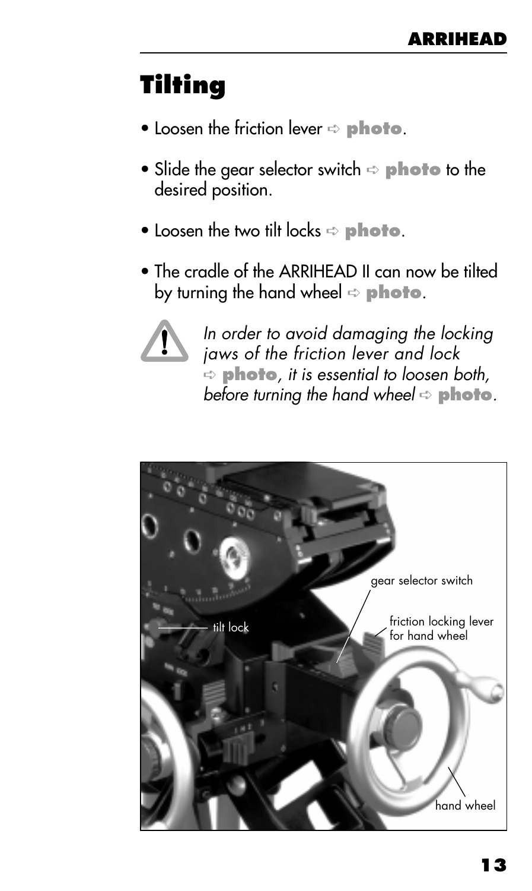# Tilting

- Loosen the friction lever ⇨ **photo**.
- Slide the gear selector switch ⇨ **photo** to the desired position.
- Loosen the two tilt locks ⇨ **photo**.
- The cradle of the ARRIHEAD II can now be tilted by turning the hand wheel ⇨ **photo**.

*In order to avoid damaging the locking jaws of the friction lever and lock ⇨* ***photo****, it is essential to loosen both, before turning the hand wheel ⇨* ***photo****.*

gear selector switch

tilt lock

friction locking lever for hand wheel

hand wheel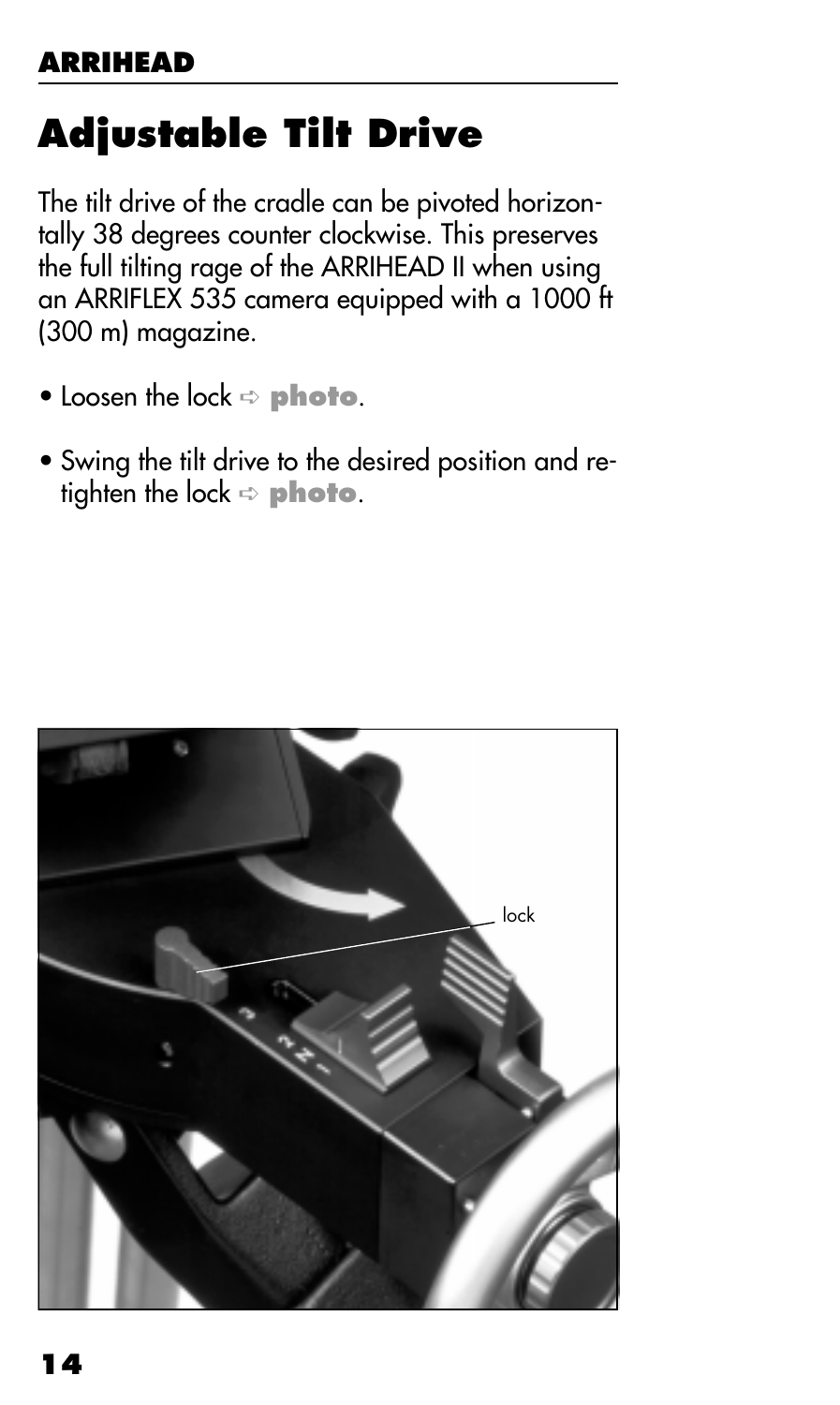# Adjustable Tilt Drive

The tilt drive of the cradle can be pivoted horizontally 38 degrees counter clockwise. This preserves the full tilting rage of the ARRIHEAD II when using an ARRIFLEX 535 camera equipped with a 1000 ft (300 m) magazine.

- Loosen the lock ⇨ **photo**.
- Swing the tilt drive to the desired position and re-tighten the lock ⇨ **photo**.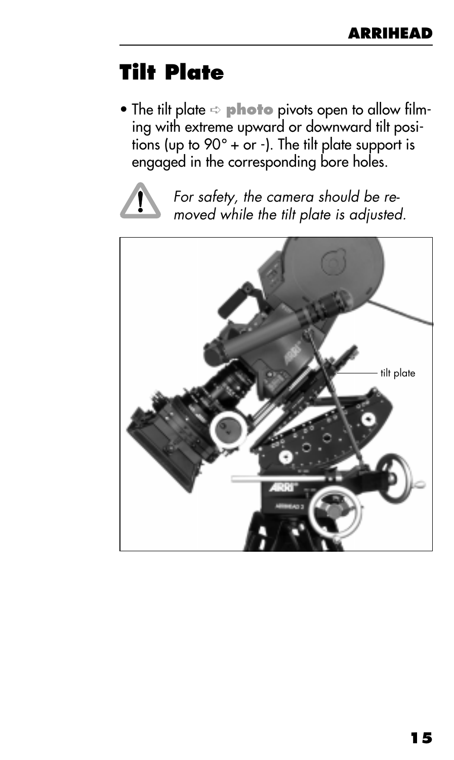# Tilt Plate

- The tilt plate ⇨ **photo** pivots open to allow filming with extreme upward or downward tilt positions (up to 90° + or -). The tilt plate support is engaged in the corresponding bore holes.

⚠ *For safety, the camera should be removed while the tilt plate is adjusted.*

tilt plate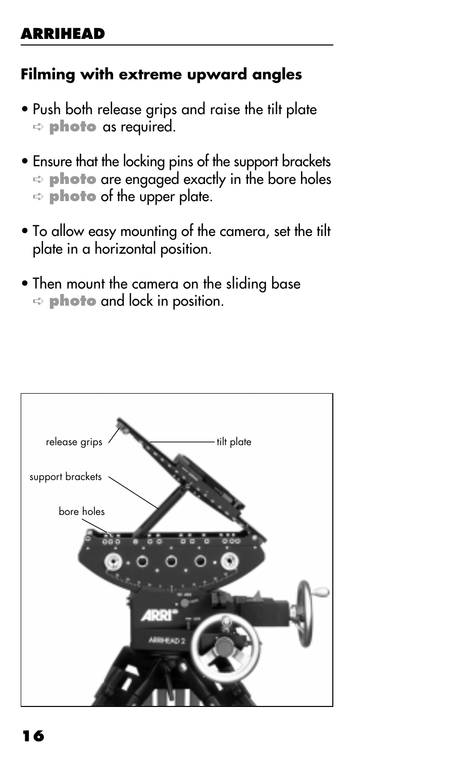## Filming with extreme upward angles

- Push both release grips and raise the tilt plate ➪ **photo** as required.
- Ensure that the locking pins of the support brackets ➪ **photo** are engaged exactly in the bore holes ➪ **photo** of the upper plate.
- To allow easy mounting of the camera, set the tilt plate in a horizontal position.
- Then mount the camera on the sliding base ➪ **photo** and lock in position.

release grips

tilt plate

support brackets

bore holes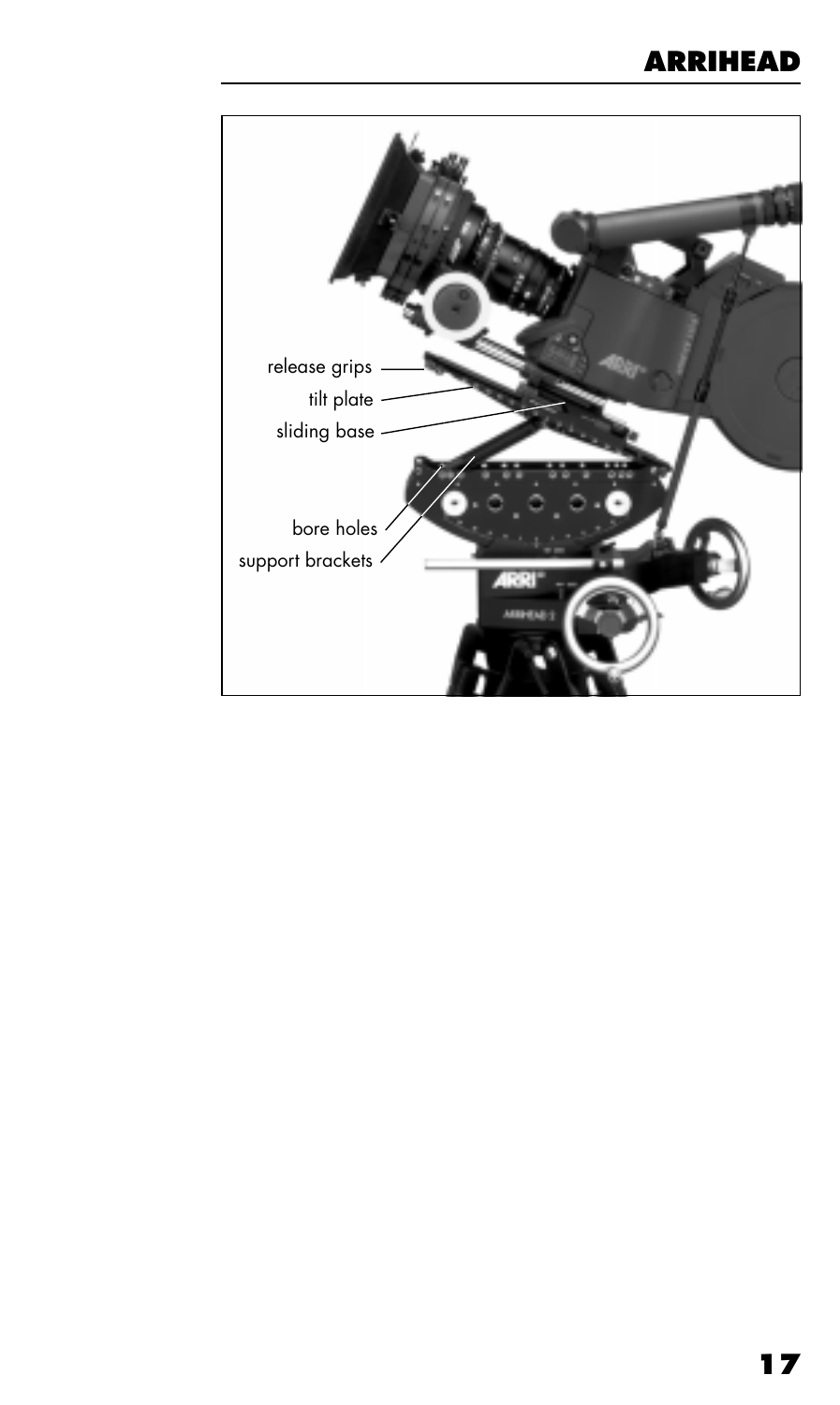release grips

tilt plate

sliding base

bore holes

support brackets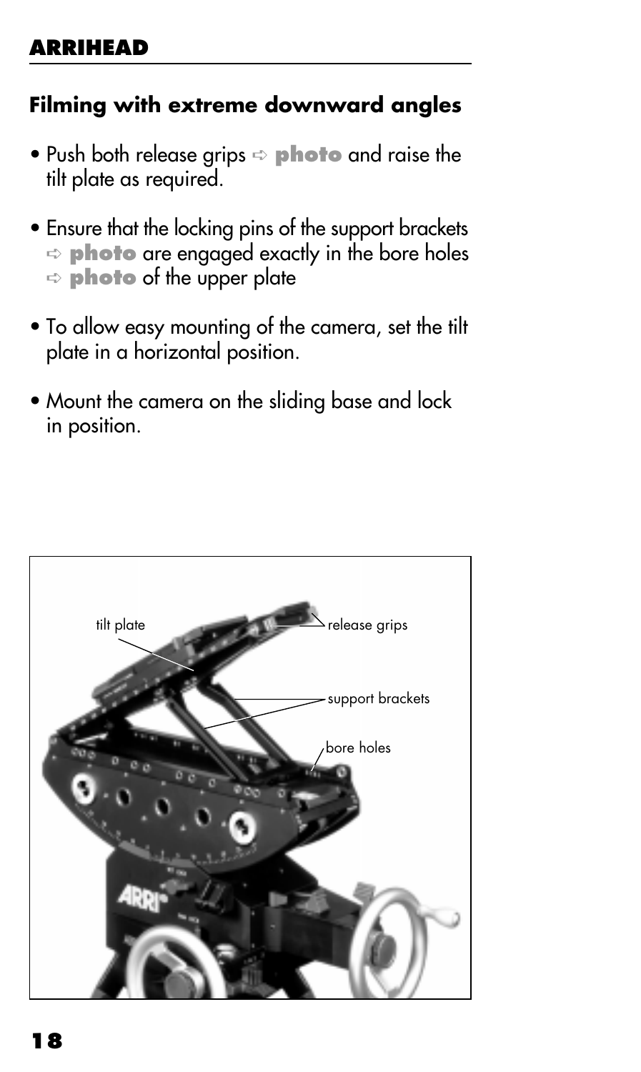## Filming with extreme downward angles

- Push both release grips ➪ **photo** and raise the tilt plate as required.
- Ensure that the locking pins of the support brackets ➪ **photo** are engaged exactly in the bore holes ➪ **photo** of the upper plate
- To allow easy mounting of the camera, set the tilt plate in a horizontal position.
- Mount the camera on the sliding base and lock in position.

tilt plate

release grips

support brackets

bore holes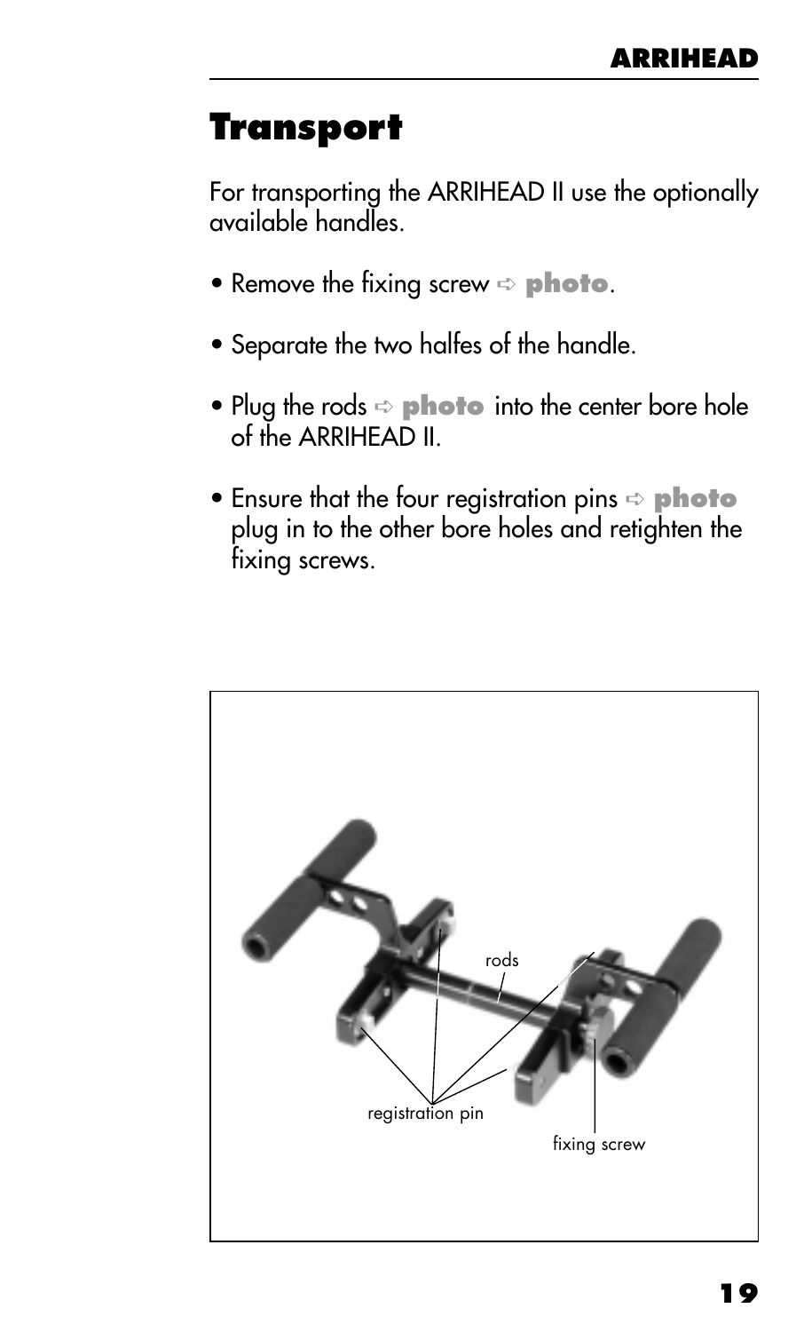# Transport

For transporting the ARRIHEAD II use the optionally available handles.

- Remove the fixing screw ⇨ **photo**.
- Separate the two halfes of the handle.
- Plug the rods ⇨ **photo** into the center bore hole of the ARRIHEAD II.
- Ensure that the four registration pins ⇨ **photo** plug in to the other bore holes and retighten the fixing screws.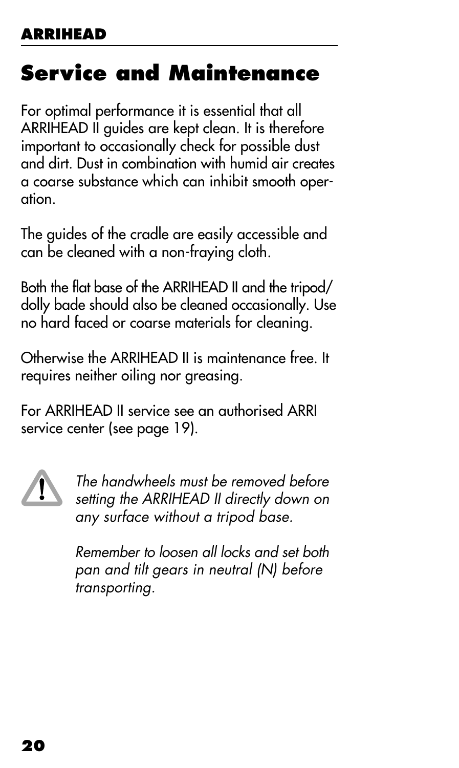## Service and Maintenance

For optimal performance it is essential that all ARRIHEAD II guides are kept clean. It is therefore important to occasionally check for possible dust and dirt. Dust in combination with humid air creates a coarse substance which can inhibit smooth operation.

The guides of the cradle are easily accessible and can be cleaned with a non-fraying cloth.

Both the flat base of the ARRIHEAD II and the tripod/dolly bade should also be cleaned occasionally. Use no hard faced or coarse materials for cleaning.

Otherwise the ARRIHEAD II is maintenance free. It requires neither oiling nor greasing.

For ARRIHEAD II service see an authorised ARRI service center (see page 19).

*The handwheels must be removed before setting the ARRIHEAD II directly down on any surface without a tripod base.*

*Remember to loosen all locks and set both pan and tilt gears in neutral (N) before transporting.*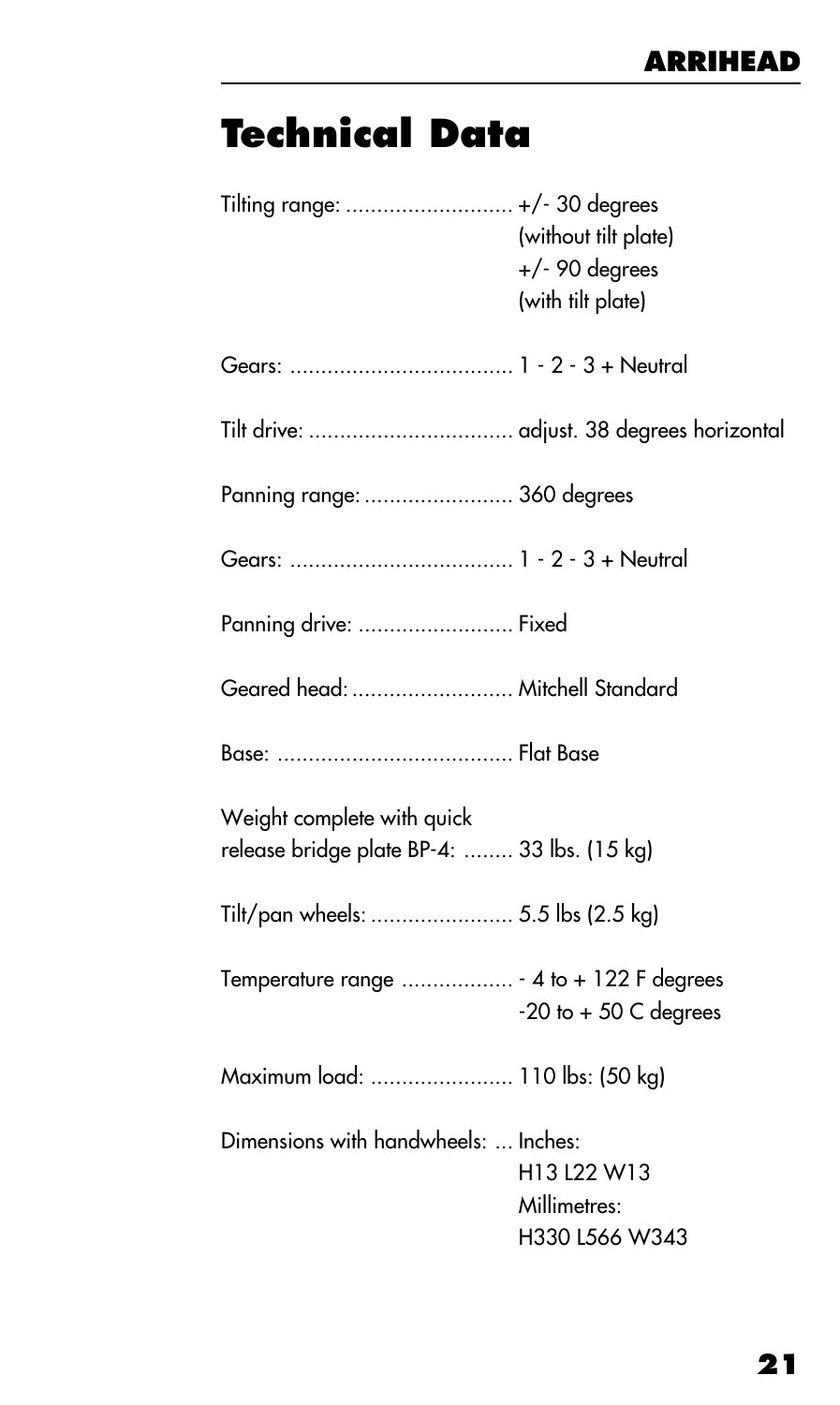# Technical Data

Tilting range: ........................... +/- 30 degrees
(without tilt plate)
+/- 90 degrees
(with tilt plate)

Gears: .................................... 1 - 2 - 3 + Neutral

Tilt drive: ................................. adjust. 38 degrees horizontal

Panning range: ........................ 360 degrees

Gears: .................................... 1 - 2 - 3 + Neutral

Panning drive: ......................... Fixed

Geared head: .......................... Mitchell Standard

Base: ...................................... Flat Base

Weight complete with quick
release bridge plate BP-4: ........ 33 lbs. (15 kg)

Tilt/pan wheels: ....................... 5.5 lbs (2.5 kg)

Temperature range .................. - 4 to + 122 F degrees
-20 to + 50 C degrees

Maximum load: ....................... 110 lbs: (50 kg)

Dimensions with handwheels: ... Inches:
H13 L22 W13
Millimetres:
H330 L566 W343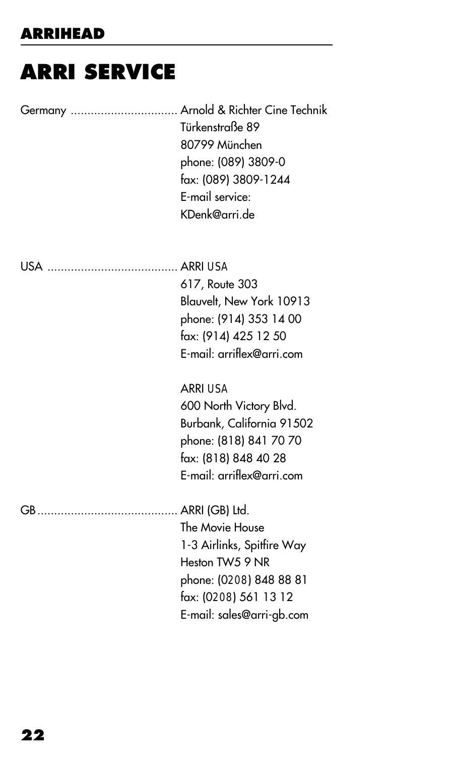# ARRI SERVICE

Germany ................................ Arnold & Richter Cine Technik
Türkenstraße 89
80799 München
phone: (089) 3809-0
fax: (089) 3809-1244
E-mail service:
KDenk@arri.de

USA ...................................... ARRI USA
617, Route 303
Blauvelt, New York 10913
phone: (914) 353 14 00
fax: (914) 425 12 50
E-mail: arriflex@arri.com

ARRI USA
600 North Victory Blvd.
Burbank, California 91502
phone: (818) 841 70 70
fax: (818) 848 40 28
E-mail: arriflex@arri.com

GB.......................................... ARRI (GB) Ltd.
The Movie House
1-3 Airlinks, Spitfire Way
Heston TW5 9 NR
phone: (0208) 848 88 81
fax: (0208) 561 13 12
E-mail: sales@arri-gb.com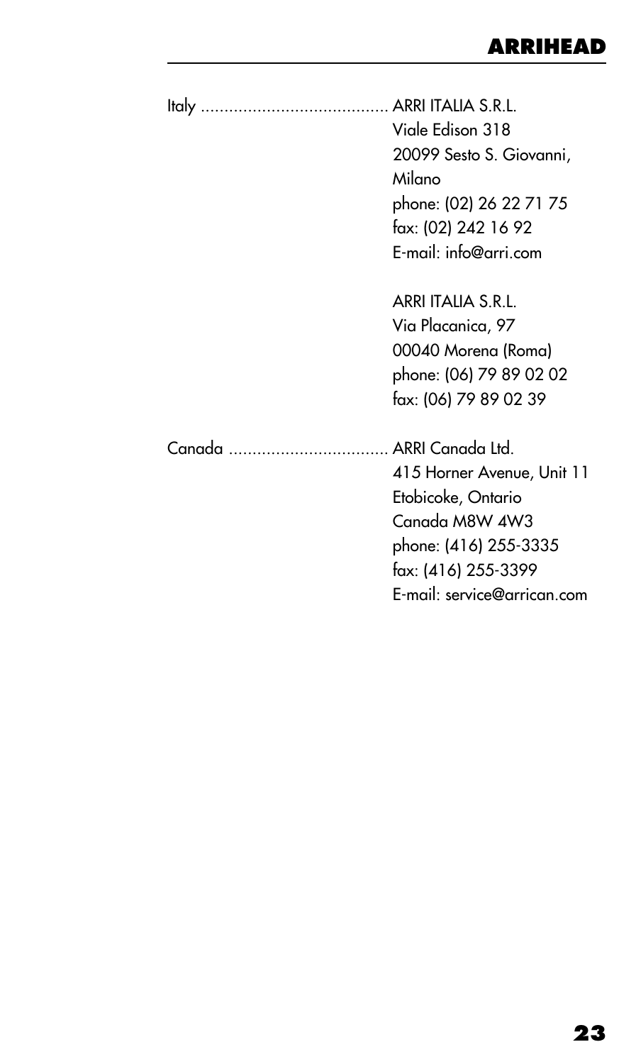Italy ........................................ ARRI ITALIA S.R.L.
Viale Edison 318
20099 Sesto S. Giovanni,
Milano
phone: (02) 26 22 71 75
fax: (02) 242 16 92
E-mail: info@arri.com

ARRI ITALIA S.R.L.
Via Placanica, 97
00040 Morena (Roma)
phone: (06) 79 89 02 02
fax: (06) 79 89 02 39

Canada .................................. ARRI Canada Ltd.
415 Horner Avenue, Unit 11
Etobicoke, Ontario
Canada M8W 4W3
phone: (416) 255-3335
fax: (416) 255-3399
E-mail: service@arrican.com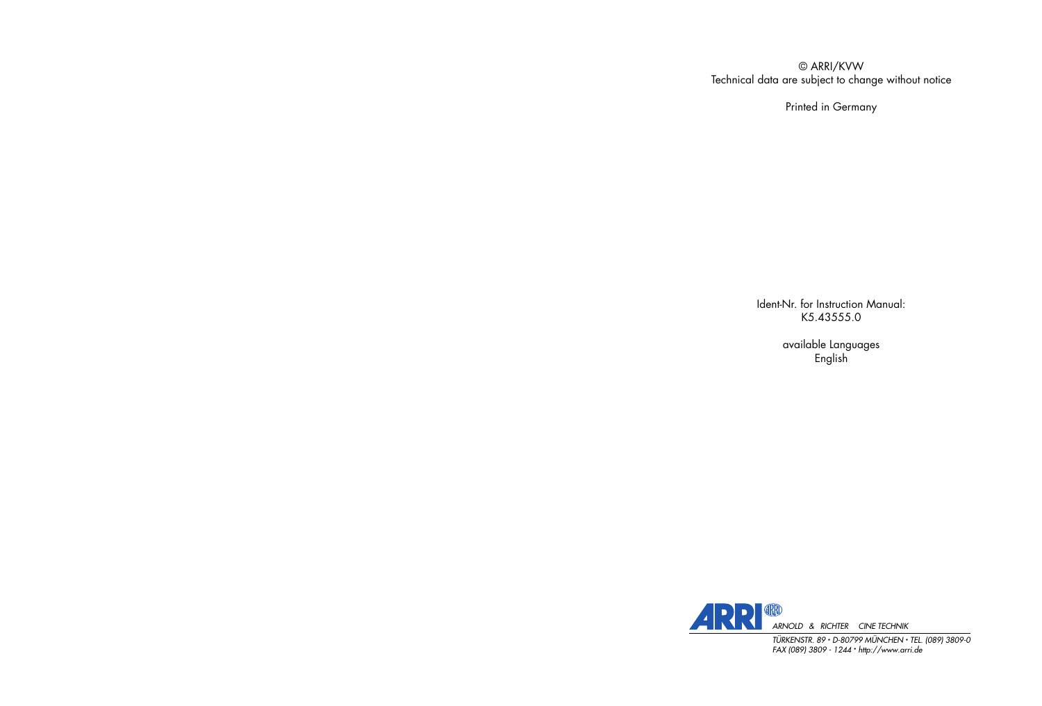© ARRI/KVW
Technical data are subject to change without notice

Printed in Germany

Ident-Nr. for Instruction Manual:
K5.43555.0

available Languages
English

ARRI

*ARNOLD & RICHTER CINE TECHNIK*

*TÜRKENSTR. 89 • D-80799 MÜNCHEN • TEL. (089) 3809-0*
*FAX (089) 3809 - 1244 • http://www.arri.de*